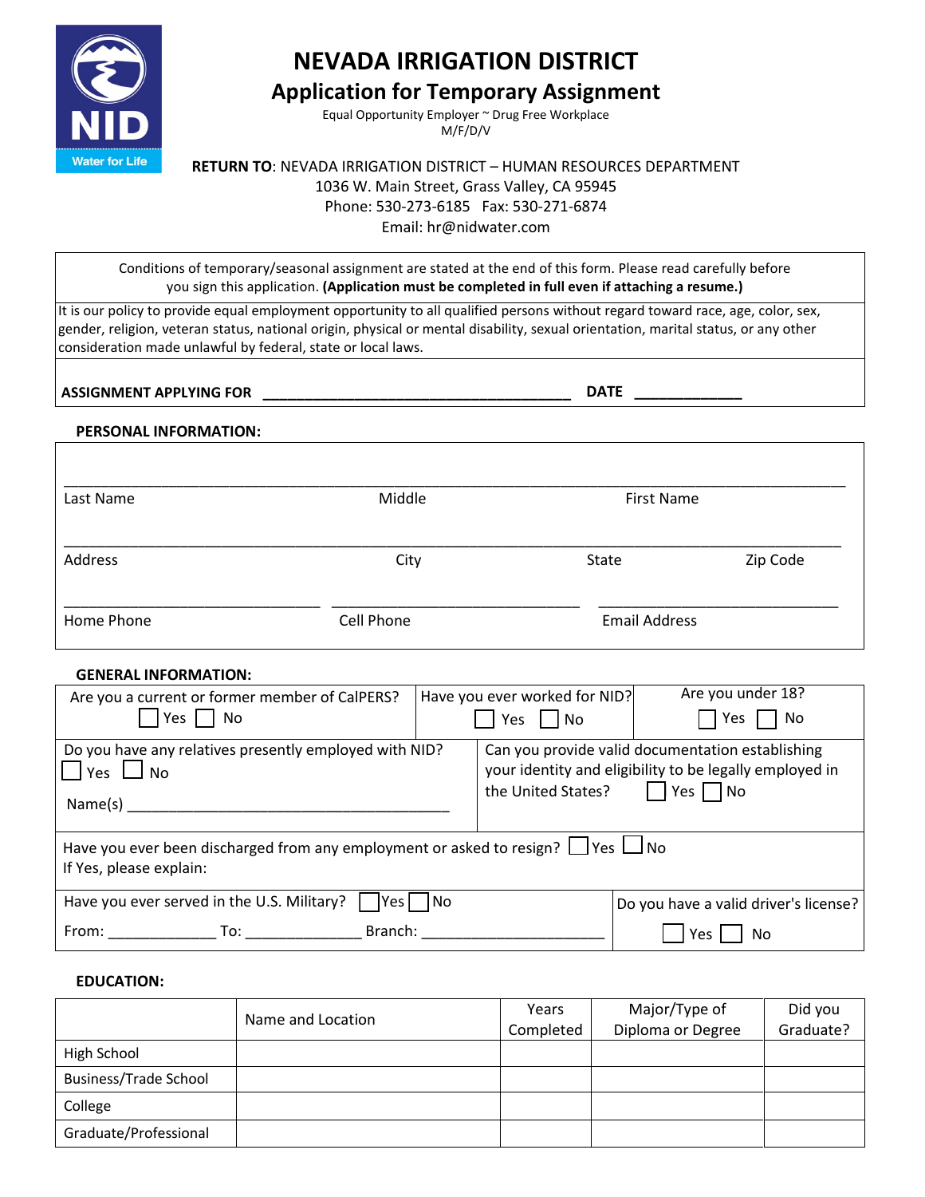# NEVADA IRRIGATION DISTRICT

## Application for Temporary Assignment

Equal Opportunity Employer ~ Drug Free Workplace
M/F/D/V

NID
Water for Life

**RETURN TO**: NEVADA IRRIGATION DISTRICT – HUMAN RESOURCES DEPARTMENT
1036 W. Main Street, Grass Valley, CA 95945
Phone: 530-273-6185 Fax: 530-271-6874
Email: hr@nidwater.com

Conditions of temporary/seasonal assignment are stated at the end of this form. Please read carefully before you sign this application. **(Application must be completed in full even if attaching a resume.)**

It is our policy to provide equal employment opportunity to all qualified persons without regard toward race, age, color, sex, gender, religion, veteran status, national origin, physical or mental disability, sexual orientation, marital status, or any other consideration made unlawful by federal, state or local laws.

**ASSIGNMENT APPLYING FOR** ______________________________________ **DATE** _____________

**PERSONAL INFORMATION:**

_____________________________________________________________________________________

Last Name | Middle | First Name

_____________________________________________________________________________________

Address | City | State | Zip Code

______________________________ ______________________________ ______________________________

Home Phone | Cell Phone | Email Address

**GENERAL INFORMATION:**

Are you a current or former member of CalPERS? ☐ Yes ☐ No

Have you ever worked for NID? ☐ Yes ☐ No

Are you under 18? ☐ Yes ☐ No

Do you have any relatives presently employed with NID? ☐ Yes ☐ No

Name(s) ________________________________________

Can you provide valid documentation establishing your identity and eligibility to be legally employed in the United States? ☐ Yes ☐ No

Have you ever been discharged from any employment or asked to resign? ☐ Yes ☐ No
If Yes, please explain:

Have you ever served in the U.S. Military? ☐ Yes ☐ No
From: _____________ To: ______________ Branch: ______________________

Do you have a valid driver's license? ☐ Yes ☐ No

**EDUCATION:**

| | Name and Location | Years Completed | Major/Type of Diploma or Degree | Did you Graduate? |
|---|---|---|---|---|
| High School | | | | |
| Business/Trade School | | | | |
| College | | | | |
| Graduate/Professional | | | | |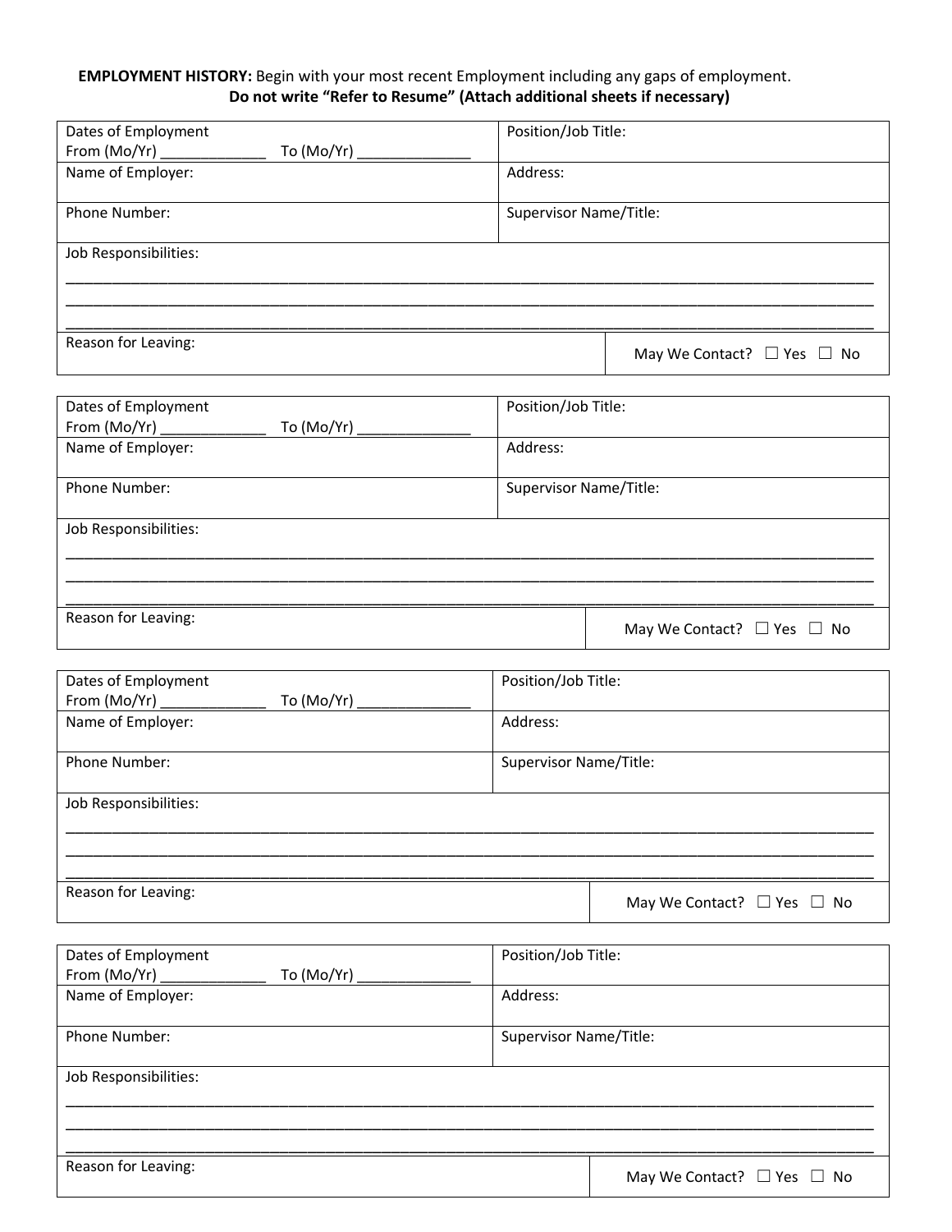**EMPLOYMENT HISTORY:** Begin with your most recent Employment including any gaps of employment.

**Do not write "Refer to Resume" (Attach additional sheets if necessary)**

| Dates of Employment<br>From (Mo/Yr) _____________ To (Mo/Yr) ______________ | Position/Job Title: |
|---|---|
| Name of Employer: | Address: |
| Phone Number: | Supervisor Name/Title: |
| Job Responsibilities:<br>_______________________________________________<br>_______________________________________________<br>_______________________________________________ | |
| Reason for Leaving: | May We Contact? ☐ Yes ☐ No |

| Dates of Employment<br>From (Mo/Yr) _____________ To (Mo/Yr) ______________ | Position/Job Title: |
|---|---|
| Name of Employer: | Address: |
| Phone Number: | Supervisor Name/Title: |
| Job Responsibilities:<br>_______________________________________________<br>_______________________________________________<br>_______________________________________________ | |
| Reason for Leaving: | May We Contact? ☐ Yes ☐ No |

| Dates of Employment<br>From (Mo/Yr) _____________ To (Mo/Yr) ______________ | Position/Job Title: |
|---|---|
| Name of Employer: | Address: |
| Phone Number: | Supervisor Name/Title: |
| Job Responsibilities:<br>_______________________________________________<br>_______________________________________________<br>_______________________________________________ | |
| Reason for Leaving: | May We Contact? ☐ Yes ☐ No |

| Dates of Employment<br>From (Mo/Yr) _____________ To (Mo/Yr) ______________ | Position/Job Title: |
|---|---|
| Name of Employer: | Address: |
| Phone Number: | Supervisor Name/Title: |
| Job Responsibilities:<br>_______________________________________________<br>_______________________________________________<br>_______________________________________________ | |
| Reason for Leaving: | May We Contact? ☐ Yes ☐ No |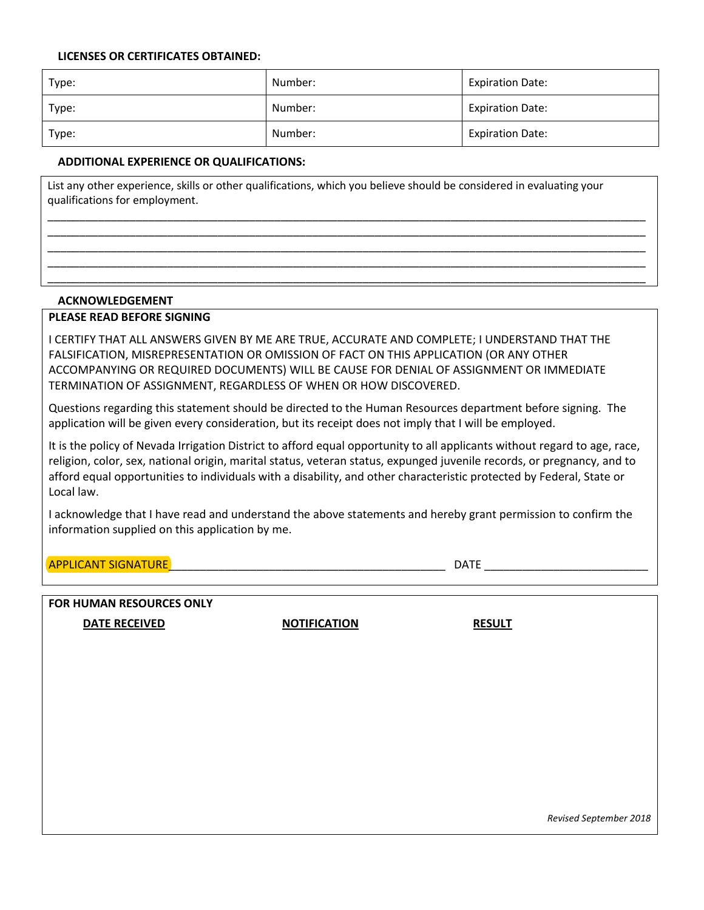**LICENSES OR CERTIFICATES OBTAINED:**

| | | |
|---|---|---|
| Type: | Number: | Expiration Date: |
| Type: | Number: | Expiration Date: |
| Type: | Number: | Expiration Date: |

**ADDITIONAL EXPERIENCE OR QUALIFICATIONS:**

List any other experience, skills or other qualifications, which you believe should be considered in evaluating your qualifications for employment.

_______________________________________________________________________________________________
_______________________________________________________________________________________________
_______________________________________________________________________________________________
_______________________________________________________________________________________________
_______________________________________________________________________________________________

**ACKNOWLEDGEMENT**

**PLEASE READ BEFORE SIGNING**

I CERTIFY THAT ALL ANSWERS GIVEN BY ME ARE TRUE, ACCURATE AND COMPLETE; I UNDERSTAND THAT THE FALSIFICATION, MISREPRESENTATION OR OMISSION OF FACT ON THIS APPLICATION (OR ANY OTHER ACCOMPANYING OR REQUIRED DOCUMENTS) WILL BE CAUSE FOR DENIAL OF ASSIGNMENT OR IMMEDIATE TERMINATION OF ASSIGNMENT, REGARDLESS OF WHEN OR HOW DISCOVERED.

Questions regarding this statement should be directed to the Human Resources department before signing. The application will be given every consideration, but its receipt does not imply that I will be employed.

It is the policy of Nevada Irrigation District to afford equal opportunity to all applicants without regard to age, race, religion, color, sex, national origin, marital status, veteran status, expunged juvenile records, or pregnancy, and to afford equal opportunities to individuals with a disability, and other characteristic protected by Federal, State or Local law.

I acknowledge that I have read and understand the above statements and hereby grant permission to confirm the information supplied on this application by me.

APPLICANT SIGNATURE_____________________________________________ DATE __________________________

**FOR HUMAN RESOURCES ONLY**

| DATE RECEIVED | NOTIFICATION | RESULT |
|---|---|---|
| | | |

*Revised September 2018*